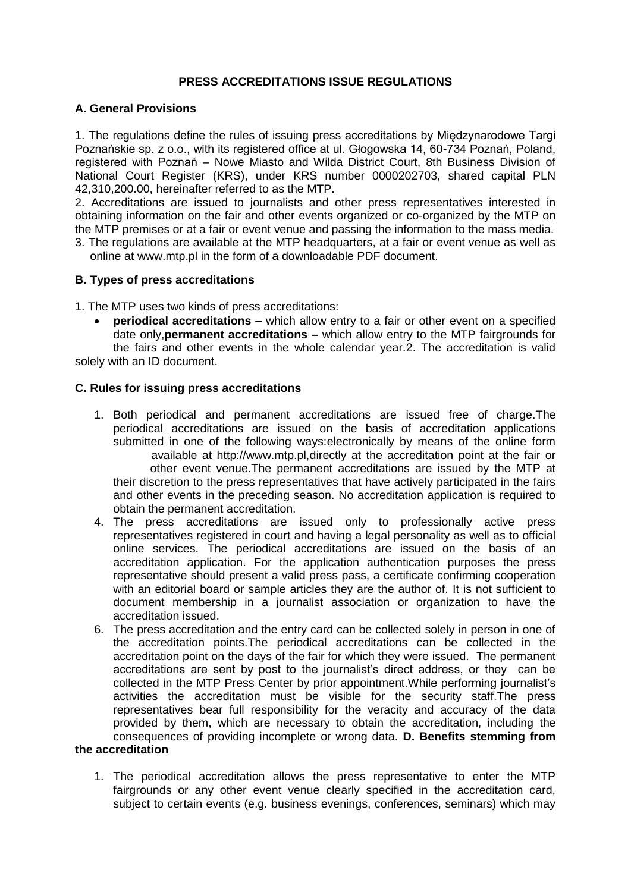**PRESS ACCREDITATIONS ISSUE REGULATIONS**

**A. General Provisions**

1. The regulations define the rules of issuing press accreditations by Międzynarodowe Targi Poznańskie sp. z o.o., with its registered office at ul. Głogowska 14, 60-734 Poznań, Poland, registered with Poznań – Nowe Miasto and Wilda District Court, 8th Business Division of National Court Register (KRS), under KRS number 0000202703, shared capital PLN 42,310,200.00, hereinafter referred to as the MTP.
2. Accreditations are issued to journalists and other press representatives interested in obtaining information on the fair and other events organized or co-organized by the MTP on the MTP premises or at a fair or event venue and passing the information to the mass media.
3. The regulations are available at the MTP headquarters, at a fair or event venue as well as online at www.mtp.pl in the form of a downloadable PDF document.

**B. Types of press accreditations**

1. The MTP uses two kinds of press accreditations:
   - **periodical accreditations –** which allow entry to a fair or other event on a specified date only,**permanent accreditations –** which allow entry to the MTP fairgrounds for the fairs and other events in the whole calendar year.2. The accreditation is valid solely with an ID document.

**C. Rules for issuing press accreditations**

1. Both periodical and permanent accreditations are issued free of charge.The periodical accreditations are issued on the basis of accreditation applications submitted in one of the following ways:electronically by means of the online form available at http://www.mtp.pl,directly at the accreditation point at the fair or other event venue.The permanent accreditations are issued by the MTP at their discretion to the press representatives that have actively participated in the fairs and other events in the preceding season. No accreditation application is required to obtain the permanent accreditation.
4. The press accreditations are issued only to professionally active press representatives registered in court and having a legal personality as well as to official online services. The periodical accreditations are issued on the basis of an accreditation application. For the application authentication purposes the press representative should present a valid press pass, a certificate confirming cooperation with an editorial board or sample articles they are the author of. It is not sufficient to document membership in a journalist association or organization to have the accreditation issued.
6. The press accreditation and the entry card can be collected solely in person in one of the accreditation points.The periodical accreditations can be collected in the accreditation point on the days of the fair for which they were issued. The permanent accreditations are sent by post to the journalist's direct address, or they can be collected in the MTP Press Center by prior appointment.While performing journalist's activities the accreditation must be visible for the security staff.The press representatives bear full responsibility for the veracity and accuracy of the data provided by them, which are necessary to obtain the accreditation, including the consequences of providing incomplete or wrong data. **D. Benefits stemming from the accreditation**

1. The periodical accreditation allows the press representative to enter the MTP fairgrounds or any other event venue clearly specified in the accreditation card, subject to certain events (e.g. business evenings, conferences, seminars) which may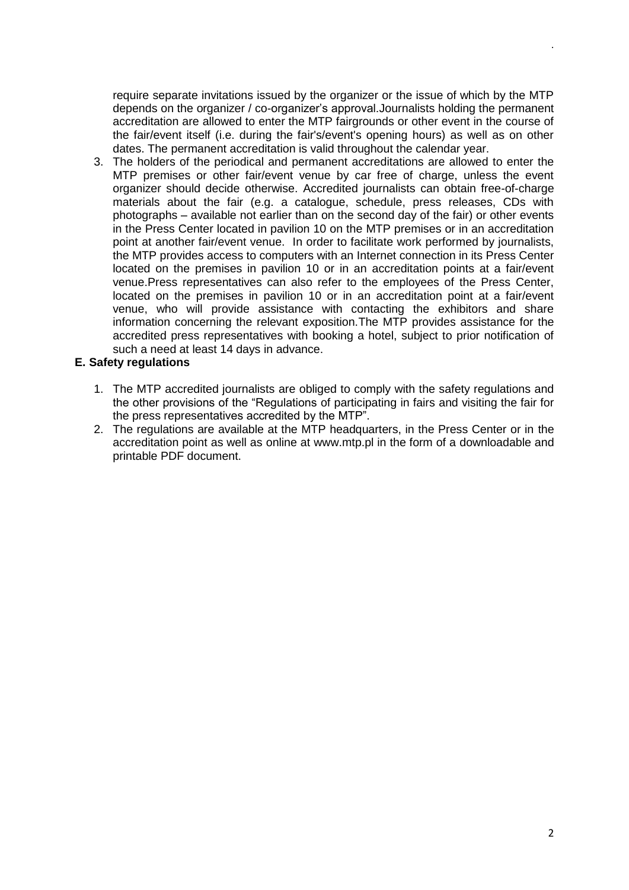require separate invitations issued by the organizer or the issue of which by the MTP depends on the organizer / co-organizer's approval.Journalists holding the permanent accreditation are allowed to enter the MTP fairgrounds or other event in the course of the fair/event itself (i.e. during the fair's/event's opening hours) as well as on other dates. The permanent accreditation is valid throughout the calendar year.

3. The holders of the periodical and permanent accreditations are allowed to enter the MTP premises or other fair/event venue by car free of charge, unless the event organizer should decide otherwise. Accredited journalists can obtain free-of-charge materials about the fair (e.g. a catalogue, schedule, press releases, CDs with photographs – available not earlier than on the second day of the fair) or other events in the Press Center located in pavilion 10 on the MTP premises or in an accreditation point at another fair/event venue. In order to facilitate work performed by journalists, the MTP provides access to computers with an Internet connection in its Press Center located on the premises in pavilion 10 or in an accreditation points at a fair/event venue.Press representatives can also refer to the employees of the Press Center, located on the premises in pavilion 10 or in an accreditation point at a fair/event venue, who will provide assistance with contacting the exhibitors and share information concerning the relevant exposition.The MTP provides assistance for the accredited press representatives with booking a hotel, subject to prior notification of such a need at least 14 days in advance.

**E. Safety regulations**

1. The MTP accredited journalists are obliged to comply with the safety regulations and the other provisions of the "Regulations of participating in fairs and visiting the fair for the press representatives accredited by the MTP".
2. The regulations are available at the MTP headquarters, in the Press Center or in the accreditation point as well as online at www.mtp.pl in the form of a downloadable and printable PDF document.